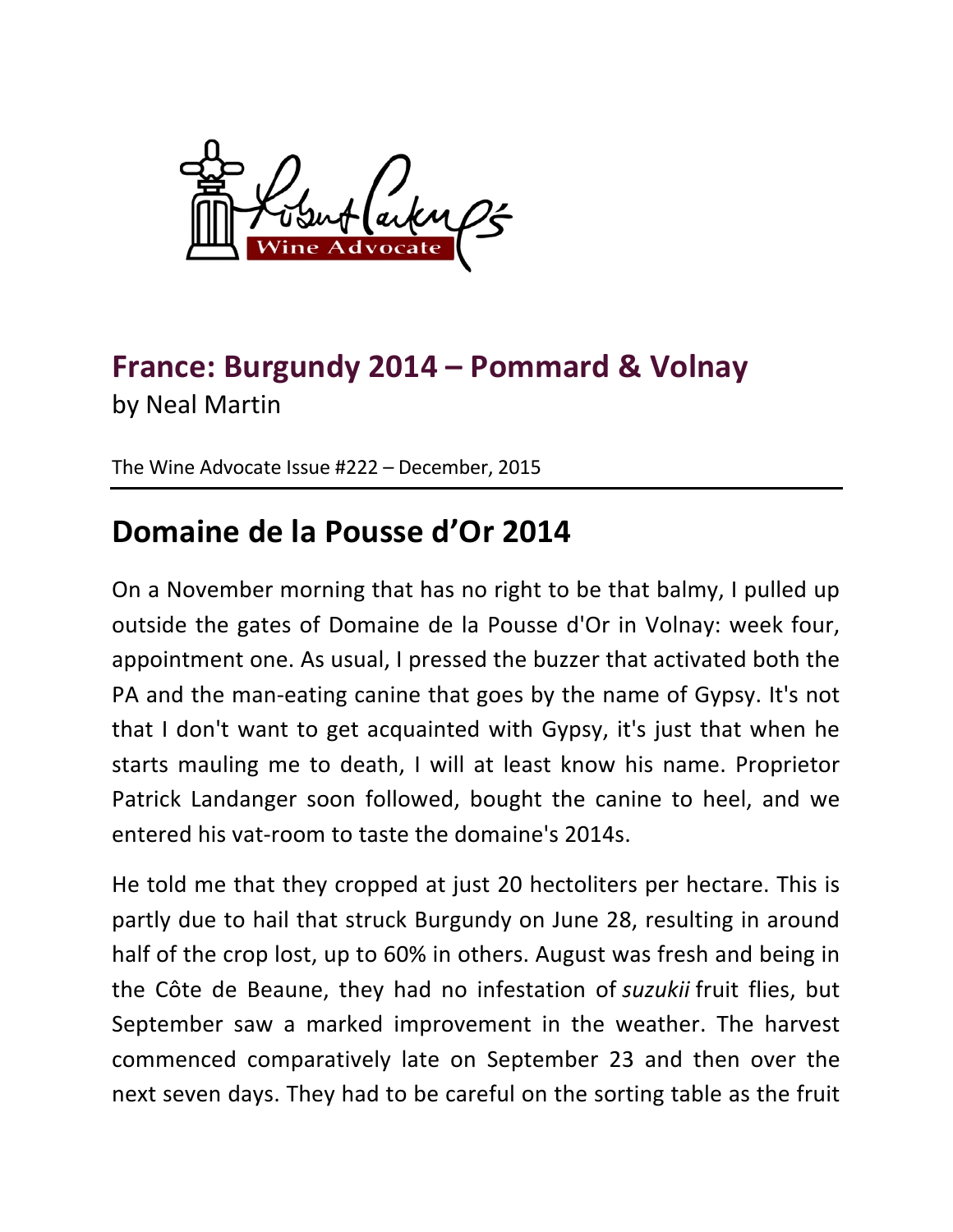# France: Burgundy 2014 – Pommard & Volnay

by Neal Martin

The Wine Advocate Issue #222 – December, 2015

## Domaine de la Pousse d'Or 2014

On a November morning that has no right to be that balmy, I pulled up outside the gates of Domaine de la Pousse d'Or in Volnay: week four, appointment one. As usual, I pressed the buzzer that activated both the PA and the man-eating canine that goes by the name of Gypsy. It's not that I don't want to get acquainted with Gypsy, it's just that when he starts mauling me to death, I will at least know his name. Proprietor Patrick Landanger soon followed, bought the canine to heel, and we entered his vat-room to taste the domaine's 2014s.

He told me that they cropped at just 20 hectoliters per hectare. This is partly due to hail that struck Burgundy on June 28, resulting in around half of the crop lost, up to 60% in others. August was fresh and being in the Côte de Beaune, they had no infestation of *suzukii* fruit flies, but September saw a marked improvement in the weather. The harvest commenced comparatively late on September 23 and then over the next seven days. They had to be careful on the sorting table as the fruit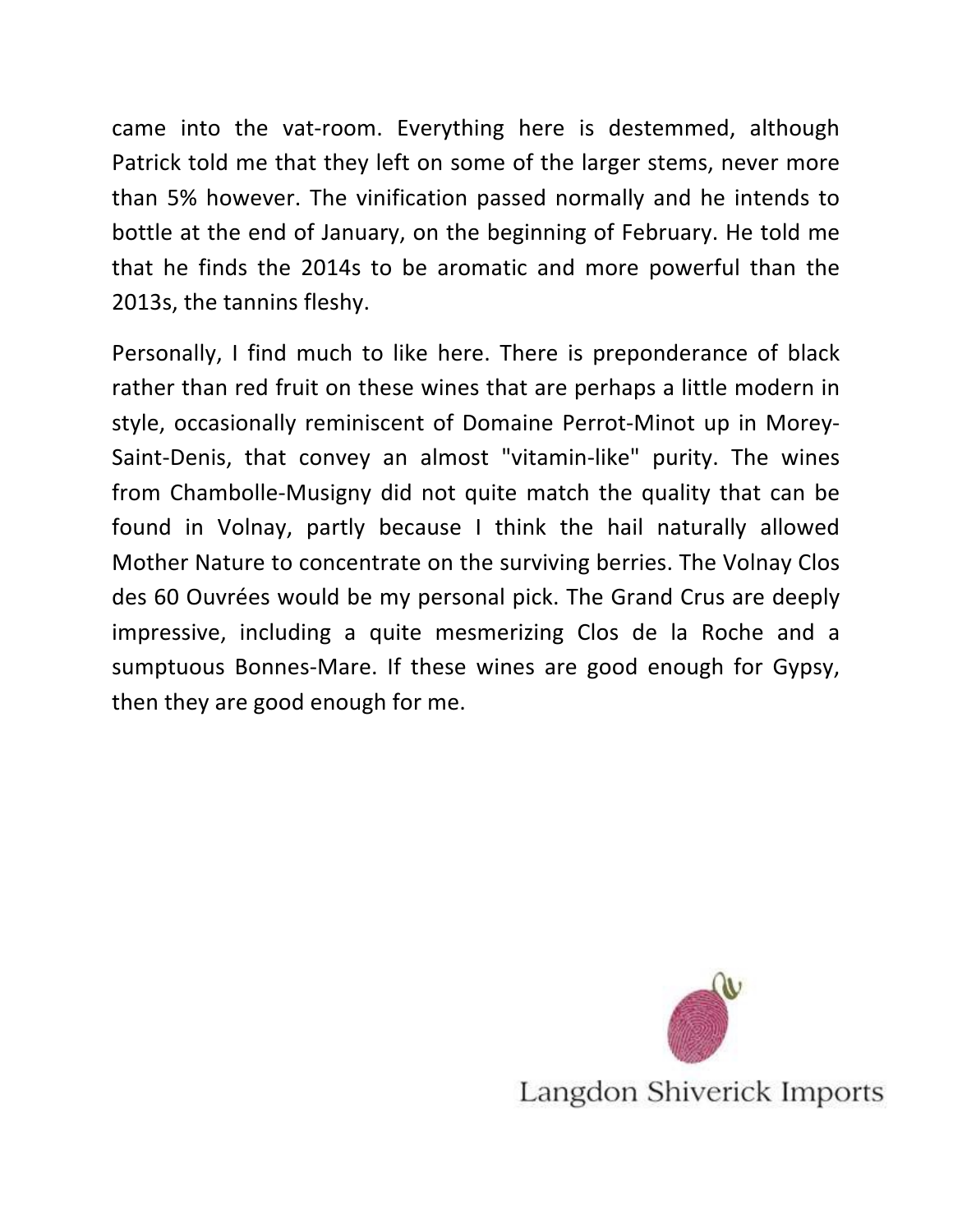came into the vat-room. Everything here is destemmed, although Patrick told me that they left on some of the larger stems, never more than 5% however. The vinification passed normally and he intends to bottle at the end of January, on the beginning of February. He told me that he finds the 2014s to be aromatic and more powerful than the 2013s, the tannins fleshy.

Personally, I find much to like here. There is preponderance of black rather than red fruit on these wines that are perhaps a little modern in style, occasionally reminiscent of Domaine Perrot-Minot up in Morey-Saint-Denis, that convey an almost "vitamin-like" purity. The wines from Chambolle-Musigny did not quite match the quality that can be found in Volnay, partly because I think the hail naturally allowed Mother Nature to concentrate on the surviving berries. The Volnay Clos des 60 Ouvrées would be my personal pick. The Grand Crus are deeply impressive, including a quite mesmerizing Clos de la Roche and a sumptuous Bonnes-Mare. If these wines are good enough for Gypsy, then they are good enough for me.

Langdon Shiverick Imports